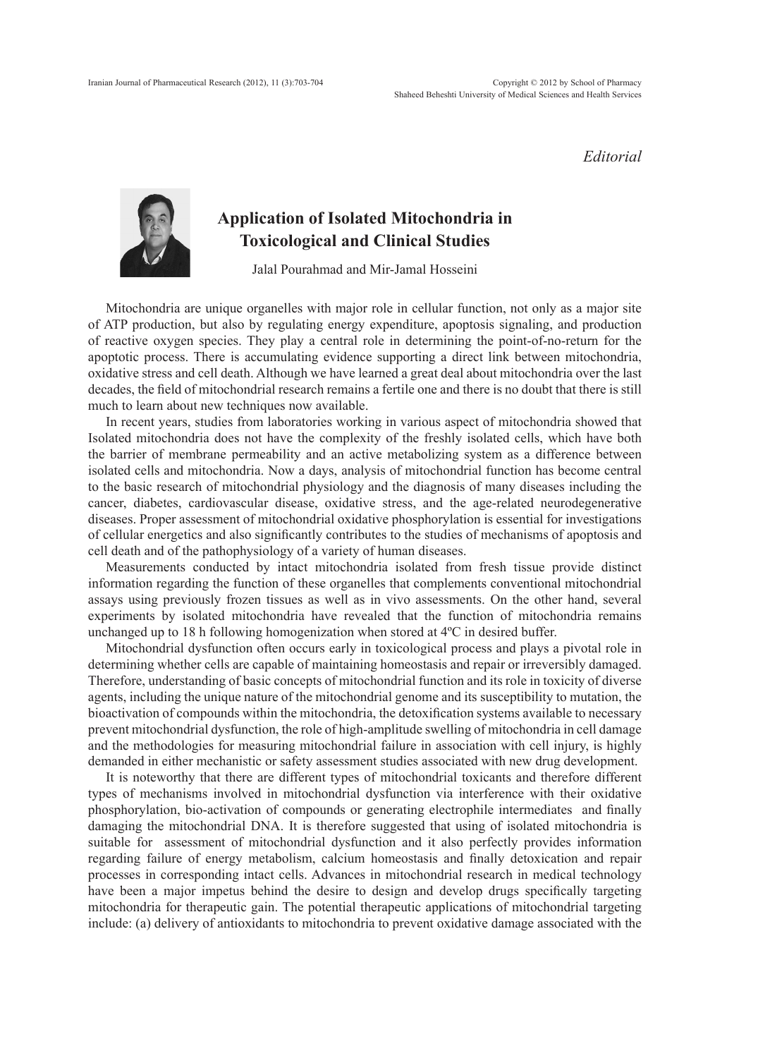*Editorial*

# Application of Isolated Mitochondria in Toxicological and Clinical Studies

Jalal Pourahmad and Mir-Jamal Hosseini

Mitochondria are unique organelles with major role in cellular function, not only as a major site of ATP production, but also by regulating energy expenditure, apoptosis signaling, and production of reactive oxygen species. They play a central role in determining the point-of-no-return for the apoptotic process. There is accumulating evidence supporting a direct link between mitochondria, oxidative stress and cell death. Although we have learned a great deal about mitochondria over the last decades, the field of mitochondrial research remains a fertile one and there is no doubt that there is still much to learn about new techniques now available.

In recent years, studies from laboratories working in various aspect of mitochondria showed that Isolated mitochondria does not have the complexity of the freshly isolated cells, which have both the barrier of membrane permeability and an active metabolizing system as a difference between isolated cells and mitochondria. Now a days, analysis of mitochondrial function has become central to the basic research of mitochondrial physiology and the diagnosis of many diseases including the cancer, diabetes, cardiovascular disease, oxidative stress, and the age-related neurodegenerative diseases. Proper assessment of mitochondrial oxidative phosphorylation is essential for investigations of cellular energetics and also significantly contributes to the studies of mechanisms of apoptosis and cell death and of the pathophysiology of a variety of human diseases.

Measurements conducted by intact mitochondria isolated from fresh tissue provide distinct information regarding the function of these organelles that complements conventional mitochondrial assays using previously frozen tissues as well as in vivo assessments. On the other hand, several experiments by isolated mitochondria have revealed that the function of mitochondria remains unchanged up to 18 h following homogenization when stored at 4ºC in desired buffer.

Mitochondrial dysfunction often occurs early in toxicological process and plays a pivotal role in determining whether cells are capable of maintaining homeostasis and repair or irreversibly damaged. Therefore, understanding of basic concepts of mitochondrial function and its role in toxicity of diverse agents, including the unique nature of the mitochondrial genome and its susceptibility to mutation, the bioactivation of compounds within the mitochondria, the detoxification systems available to necessary prevent mitochondrial dysfunction, the role of high-amplitude swelling of mitochondria in cell damage and the methodologies for measuring mitochondrial failure in association with cell injury, is highly demanded in either mechanistic or safety assessment studies associated with new drug development.

It is noteworthy that there are different types of mitochondrial toxicants and therefore different types of mechanisms involved in mitochondrial dysfunction via interference with their oxidative phosphorylation, bio-activation of compounds or generating electrophile intermediates and finally damaging the mitochondrial DNA. It is therefore suggested that using of isolated mitochondria is suitable for assessment of mitochondrial dysfunction and it also perfectly provides information regarding failure of energy metabolism, calcium homeostasis and finally detoxication and repair processes in corresponding intact cells. Advances in mitochondrial research in medical technology have been a major impetus behind the desire to design and develop drugs specifically targeting mitochondria for therapeutic gain. The potential therapeutic applications of mitochondrial targeting include: (a) delivery of antioxidants to mitochondria to prevent oxidative damage associated with the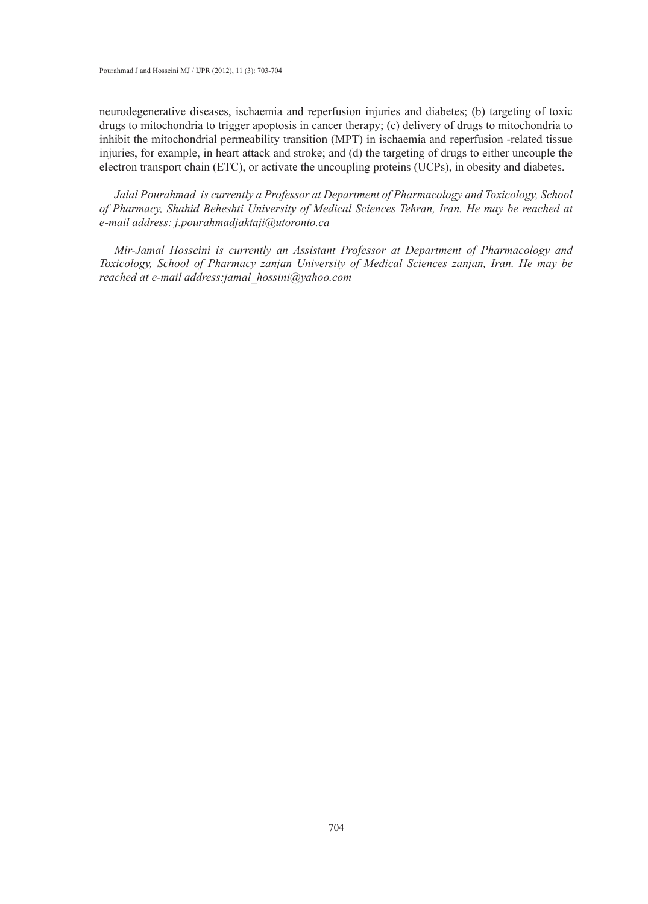neurodegenerative diseases, ischaemia and reperfusion injuries and diabetes; (b) targeting of toxic drugs to mitochondria to trigger apoptosis in cancer therapy; (c) delivery of drugs to mitochondria to inhibit the mitochondrial permeability transition (MPT) in ischaemia and reperfusion -related tissue injuries, for example, in heart attack and stroke; and (d) the targeting of drugs to either uncouple the electron transport chain (ETC), or activate the uncoupling proteins (UCPs), in obesity and diabetes.

*Jalal Pourahmad is currently a Professor at Department of Pharmacology and Toxicology, School of Pharmacy, Shahid Beheshti University of Medical Sciences Tehran, Iran. He may be reached at e-mail address: j.pourahmadjaktaji@utoronto.ca*

*Mir-Jamal Hosseini is currently an Assistant Professor at Department of Pharmacology and Toxicology, School of Pharmacy zanjan University of Medical Sciences zanjan, Iran. He may be reached at e-mail address:jamal_hossini@yahoo.com*